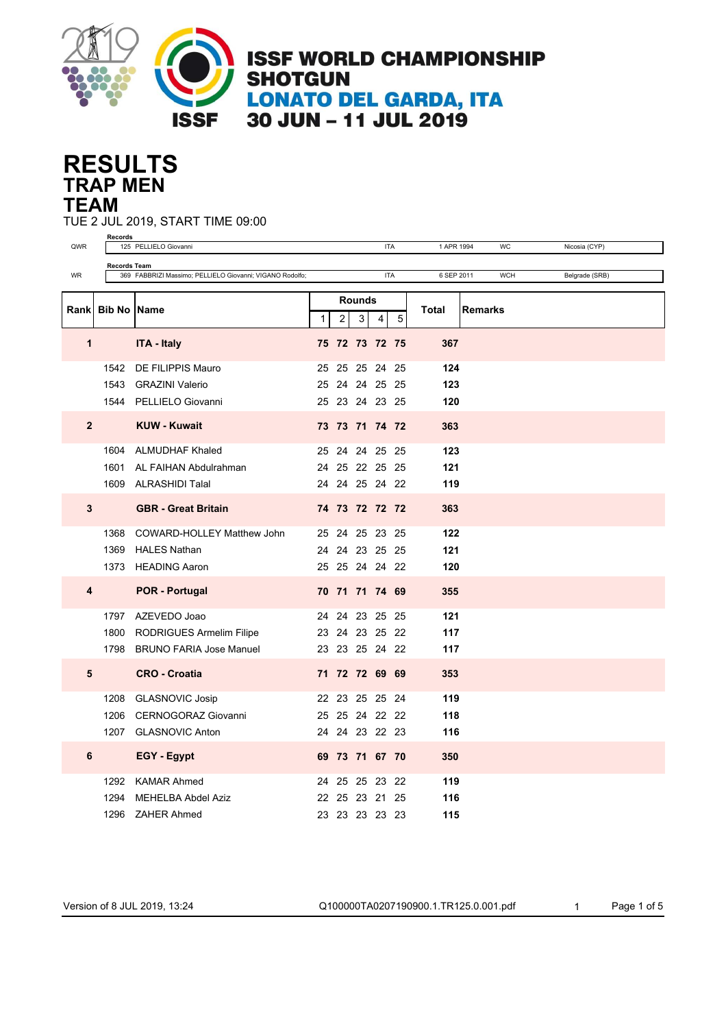# ISSF WORLD CHAMPIONSHIP SHOTGUN
## LONATO DEL GARDA, ITA
## 30 JUN – 11 JUL 2019

# RESULTS
## TRAP MEN
## TEAM

TUE 2 JUL 2019, START TIME 09:00

| | Records | | | | |
|---|---|---|---|---|---|
| QWR | 125 PELLIELO Giovanni | ITA | 1 APR 1994 | WC | Nicosia (CYP) |

| | Records Team | | | | |
|---|---|---|---|---|---|
| WR | 369 FABBRIZI Massimo; PELLIELO Giovanni; VIGANO Rodolfo; | ITA | 6 SEP 2011 | WCH | Belgrade (SRB) |

| Rank | Bib No | Name | Rounds 1 | 2 | 3 | 4 | 5 | Total | Remarks |
|---|---|---|---|---|---|---|---|---|---|
| **1** | | **ITA - Italy** | **75** | **72** | **73** | **72** | **75** | **367** | |
| | 1542 | DE FILIPPIS Mauro | 25 | 25 | 25 | 24 | 25 | **124** | |
| | 1543 | GRAZINI Valerio | 25 | 24 | 24 | 25 | 25 | **123** | |
| | 1544 | PELLIELO Giovanni | 25 | 23 | 24 | 23 | 25 | **120** | |
| **2** | | **KUW - Kuwait** | **73** | **73** | **71** | **74** | **72** | **363** | |
| | 1604 | ALMUDHAF Khaled | 25 | 24 | 24 | 25 | 25 | **123** | |
| | 1601 | AL FAIHAN Abdulrahman | 24 | 25 | 22 | 25 | 25 | **121** | |
| | 1609 | ALRASHIDI Talal | 24 | 24 | 25 | 24 | 22 | **119** | |
| **3** | | **GBR - Great Britain** | **74** | **73** | **72** | **72** | **72** | **363** | |
| | 1368 | COWARD-HOLLEY Matthew John | 25 | 24 | 25 | 23 | 25 | **122** | |
| | 1369 | HALES Nathan | 24 | 24 | 23 | 25 | 25 | **121** | |
| | 1373 | HEADING Aaron | 25 | 25 | 24 | 24 | 22 | **120** | |
| **4** | | **POR - Portugal** | **70** | **71** | **71** | **74** | **69** | **355** | |
| | 1797 | AZEVEDO Joao | 24 | 24 | 23 | 25 | 25 | **121** | |
| | 1800 | RODRIGUES Armelim Filipe | 23 | 24 | 23 | 25 | 22 | **117** | |
| | 1798 | BRUNO FARIA Jose Manuel | 23 | 23 | 25 | 24 | 22 | **117** | |
| **5** | | **CRO - Croatia** | **71** | **72** | **72** | **69** | **69** | **353** | |
| | 1208 | GLASNOVIC Josip | 22 | 23 | 25 | 25 | 24 | **119** | |
| | 1206 | CERNOGORAZ Giovanni | 25 | 25 | 24 | 22 | 22 | **118** | |
| | 1207 | GLASNOVIC Anton | 24 | 24 | 23 | 22 | 23 | **116** | |
| **6** | | **EGY - Egypt** | **69** | **73** | **71** | **67** | **70** | **350** | |
| | 1292 | KAMAR Ahmed | 24 | 25 | 25 | 23 | 22 | **119** | |
| | 1294 | MEHELBA Abdel Aziz | 22 | 25 | 23 | 21 | 25 | **116** | |
| | 1296 | ZAHER Ahmed | 23 | 23 | 23 | 23 | 23 | **115** | |

Version of 8 JUL 2019, 13:24 Q100000TA0207190900.1.TR125.0.001.pdf 1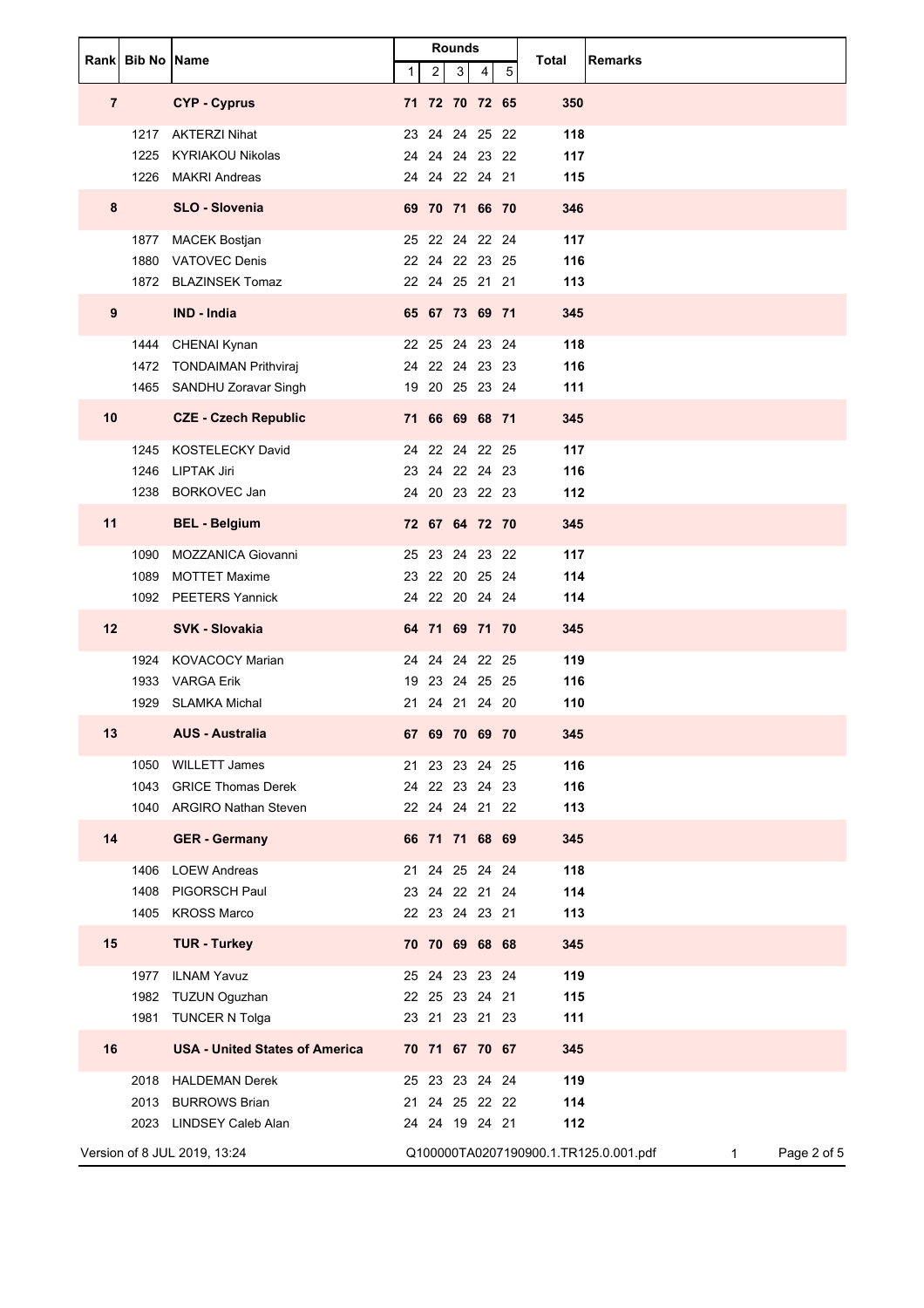| Rank | Bib No | Name | Rounds | | | | | Total | Remarks |
|---|---|---|---|---|---|---|---|---|---|
| | | | 1 | 2 | 3 | 4 | 5 | | |
| **7** | | **CYP - Cyprus** | **71** | **72** | **70** | **72** | **65** | **350** | |
| | 1217 | AKTERZI Nihat | 23 | 24 | 24 | 25 | 22 | **118** | |
| | 1225 | KYRIAKOU Nikolas | 24 | 24 | 24 | 23 | 22 | **117** | |
| | 1226 | MAKRI Andreas | 24 | 24 | 22 | 24 | 21 | **115** | |
| **8** | | **SLO - Slovenia** | **69** | **70** | **71** | **66** | **70** | **346** | |
| | 1877 | MACEK Bostjan | 25 | 22 | 24 | 22 | 24 | **117** | |
| | 1880 | VATOVEC Denis | 22 | 24 | 22 | 23 | 25 | **116** | |
| | 1872 | BLAZINSEK Tomaz | 22 | 24 | 25 | 21 | 21 | **113** | |
| **9** | | **IND - India** | **65** | **67** | **73** | **69** | **71** | **345** | |
| | 1444 | CHENAI Kynan | 22 | 25 | 24 | 23 | 24 | **118** | |
| | 1472 | TONDAIMAN Prithviraj | 24 | 22 | 24 | 23 | 23 | **116** | |
| | 1465 | SANDHU Zoravar Singh | 19 | 20 | 25 | 23 | 24 | **111** | |
| **10** | | **CZE - Czech Republic** | **71** | **66** | **69** | **68** | **71** | **345** | |
| | 1245 | KOSTELECKY David | 24 | 22 | 24 | 22 | 25 | **117** | |
| | 1246 | LIPTAK Jiri | 23 | 24 | 22 | 24 | 23 | **116** | |
| | 1238 | BORKOVEC Jan | 24 | 20 | 23 | 22 | 23 | **112** | |
| **11** | | **BEL - Belgium** | **72** | **67** | **64** | **72** | **70** | **345** | |
| | 1090 | MOZZANICA Giovanni | 25 | 23 | 24 | 23 | 22 | **117** | |
| | 1089 | MOTTET Maxime | 23 | 22 | 20 | 25 | 24 | **114** | |
| | 1092 | PEETERS Yannick | 24 | 22 | 20 | 24 | 24 | **114** | |
| **12** | | **SVK - Slovakia** | **64** | **71** | **69** | **71** | **70** | **345** | |
| | 1924 | KOVACOCY Marian | 24 | 24 | 24 | 22 | 25 | **119** | |
| | 1933 | VARGA Erik | 19 | 23 | 24 | 25 | 25 | **116** | |
| | 1929 | SLAMKA Michal | 21 | 24 | 21 | 24 | 20 | **110** | |
| **13** | | **AUS - Australia** | **67** | **69** | **70** | **69** | **70** | **345** | |
| | 1050 | WILLETT James | 21 | 23 | 23 | 24 | 25 | **116** | |
| | 1043 | GRICE Thomas Derek | 24 | 22 | 23 | 24 | 23 | **116** | |
| | 1040 | ARGIRO Nathan Steven | 22 | 24 | 24 | 21 | 22 | **113** | |
| **14** | | **GER - Germany** | **66** | **71** | **71** | **68** | **69** | **345** | |
| | 1406 | LOEW Andreas | 21 | 24 | 25 | 24 | 24 | **118** | |
| | 1408 | PIGORSCH Paul | 23 | 24 | 22 | 21 | 24 | **114** | |
| | 1405 | KROSS Marco | 22 | 23 | 24 | 23 | 21 | **113** | |
| **15** | | **TUR - Turkey** | **70** | **70** | **69** | **68** | **68** | **345** | |
| | 1977 | ILNAM Yavuz | 25 | 24 | 23 | 23 | 24 | **119** | |
| | 1982 | TUZUN Oguzhan | 22 | 25 | 23 | 24 | 21 | **115** | |
| | 1981 | TUNCER N Tolga | 23 | 21 | 23 | 21 | 23 | **111** | |
| **16** | | **USA - United States of America** | **70** | **71** | **67** | **70** | **67** | **345** | |
| | 2018 | HALDEMAN Derek | 25 | 23 | 23 | 24 | 24 | **119** | |
| | 2013 | BURROWS Brian | 21 | 24 | 25 | 22 | 22 | **114** | |
| | 2023 | LINDSEY Caleb Alan | 24 | 24 | 19 | 24 | 21 | **112** | |

Version of 8 JUL 2019, 13:24 Q100000TA0207190900.1.TR125.0.001.pdf 1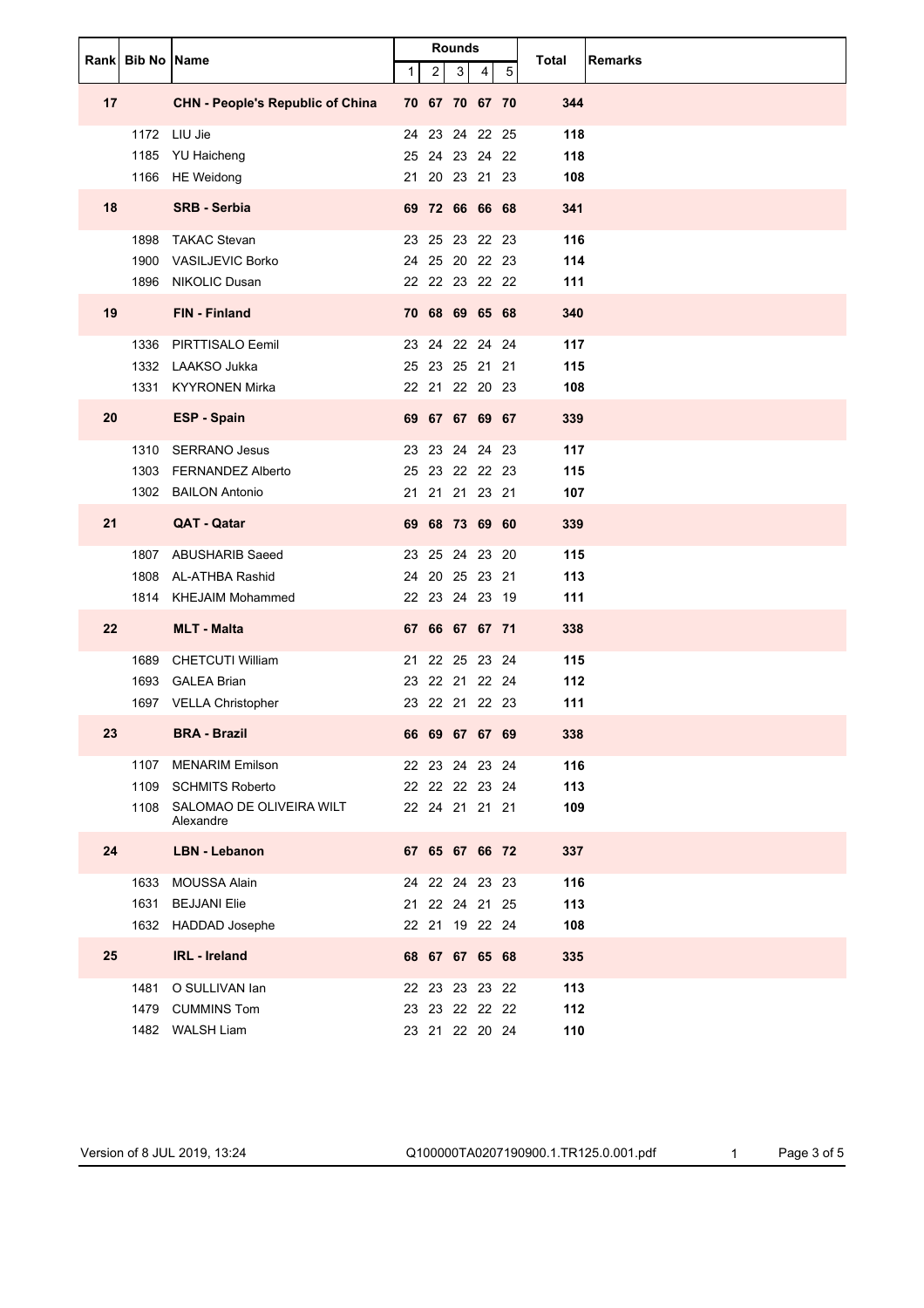| Rank | Bib No | Name | Rounds | | | | | Total | Remarks |
|---|---|---|---|---|---|---|---|---|---|
| | | | 1 | 2 | 3 | 4 | 5 | | |
| **17** | | **CHN - People's Republic of China** | **70** | **67** | **70** | **67** | **70** | **344** | |
| | 1172 | LIU Jie | 24 | 23 | 24 | 22 | 25 | **118** | |
| | 1185 | YU Haicheng | 25 | 24 | 23 | 24 | 22 | **118** | |
| | 1166 | HE Weidong | 21 | 20 | 23 | 21 | 23 | **108** | |
| **18** | | **SRB - Serbia** | **69** | **72** | **66** | **66** | **68** | **341** | |
| | 1898 | TAKAC Stevan | 23 | 25 | 23 | 22 | 23 | **116** | |
| | 1900 | VASILJEVIC Borko | 24 | 25 | 20 | 22 | 23 | **114** | |
| | 1896 | NIKOLIC Dusan | 22 | 22 | 23 | 22 | 22 | **111** | |
| **19** | | **FIN - Finland** | **70** | **68** | **69** | **65** | **68** | **340** | |
| | 1336 | PIRTTISALO Eemil | 23 | 24 | 22 | 24 | 24 | **117** | |
| | 1332 | LAAKSO Jukka | 25 | 23 | 25 | 21 | 21 | **115** | |
| | 1331 | KYYRONEN Mirka | 22 | 21 | 22 | 20 | 23 | **108** | |
| **20** | | **ESP - Spain** | **69** | **67** | **67** | **69** | **67** | **339** | |
| | 1310 | SERRANO Jesus | 23 | 23 | 24 | 24 | 23 | **117** | |
| | 1303 | FERNANDEZ Alberto | 25 | 23 | 22 | 22 | 23 | **115** | |
| | 1302 | BAILON Antonio | 21 | 21 | 21 | 23 | 21 | **107** | |
| **21** | | **QAT - Qatar** | **69** | **68** | **73** | **69** | **60** | **339** | |
| | 1807 | ABUSHARIB Saeed | 23 | 25 | 24 | 23 | 20 | **115** | |
| | 1808 | AL-ATHBA Rashid | 24 | 20 | 25 | 23 | 21 | **113** | |
| | 1814 | KHEJAIM Mohammed | 22 | 23 | 24 | 23 | 19 | **111** | |
| **22** | | **MLT - Malta** | **67** | **66** | **67** | **67** | **71** | **338** | |
| | 1689 | CHETCUTI William | 21 | 22 | 25 | 23 | 24 | **115** | |
| | 1693 | GALEA Brian | 23 | 22 | 21 | 22 | 24 | **112** | |
| | 1697 | VELLA Christopher | 23 | 22 | 21 | 22 | 23 | **111** | |
| **23** | | **BRA - Brazil** | **66** | **69** | **67** | **67** | **69** | **338** | |
| | 1107 | MENARIM Emilson | 22 | 23 | 24 | 23 | 24 | **116** | |
| | 1109 | SCHMITS Roberto | 22 | 22 | 22 | 23 | 24 | **113** | |
| | 1108 | SALOMAO DE OLIVEIRA WILT Alexandre | 22 | 24 | 21 | 21 | 21 | **109** | |
| **24** | | **LBN - Lebanon** | **67** | **65** | **67** | **66** | **72** | **337** | |
| | 1633 | MOUSSA Alain | 24 | 22 | 24 | 23 | 23 | **116** | |
| | 1631 | BEJJANI Elie | 21 | 22 | 24 | 21 | 25 | **113** | |
| | 1632 | HADDAD Josephe | 22 | 21 | 19 | 22 | 24 | **108** | |
| **25** | | **IRL - Ireland** | **68** | **67** | **67** | **65** | **68** | **335** | |
| | 1481 | O SULLIVAN Ian | 22 | 23 | 23 | 23 | 22 | **113** | |
| | 1479 | CUMMINS Tom | 23 | 23 | 22 | 22 | 22 | **112** | |
| | 1482 | WALSH Liam | 23 | 21 | 22 | 20 | 24 | **110** | |

Version of 8 JUL 2019, 13:24    Q100000TA0207190900.1.TR125.0.001.pdf    1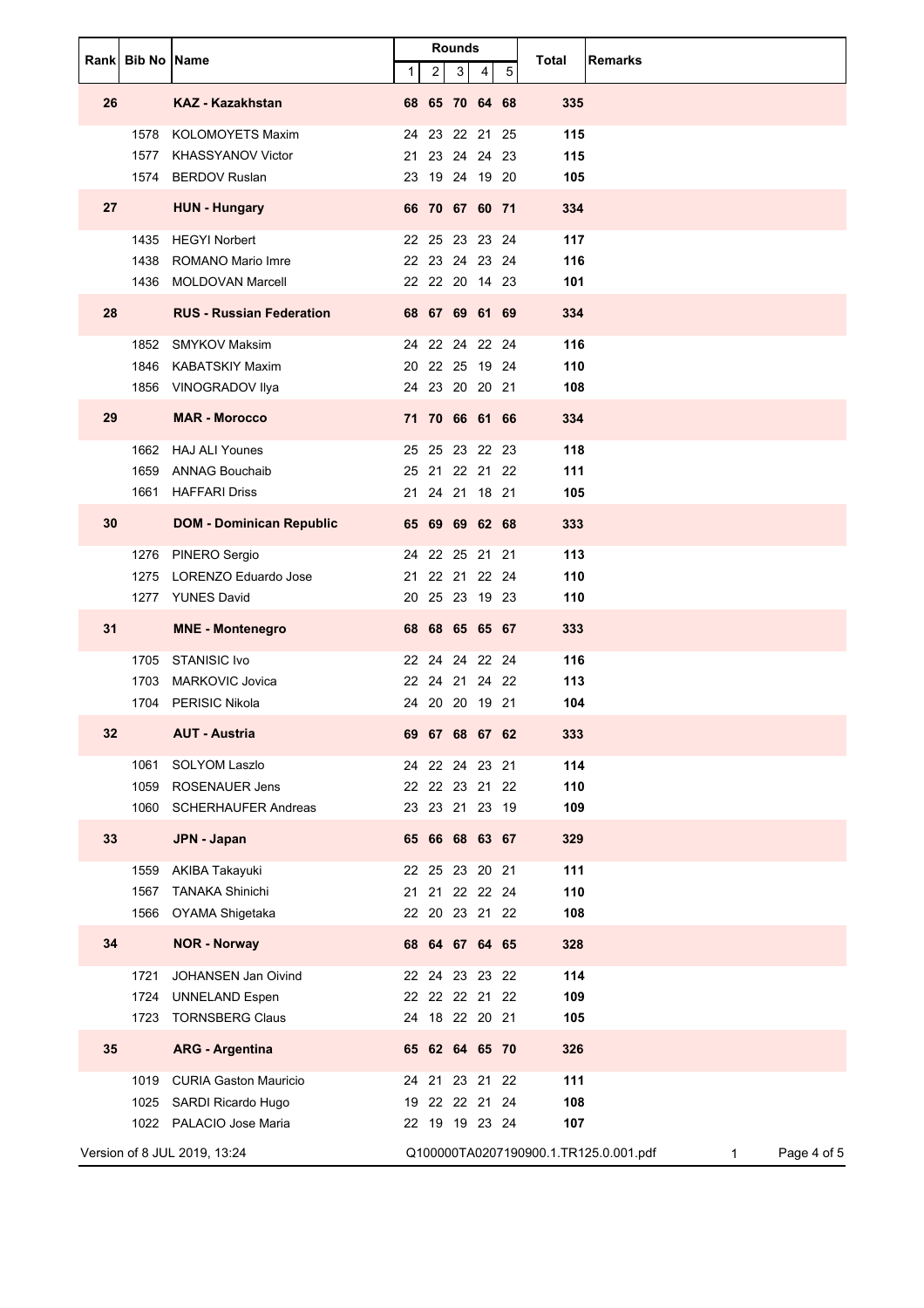| Rank | Bib No | Name | Rounds | | | | | Total | Remarks |
|---|---|---|---|---|---|---|---|---|---|
| | | | 1 | 2 | 3 | 4 | 5 | | |
| **26** | | **KAZ - Kazakhstan** | **68** | **65** | **70** | **64** | **68** | **335** | |
| | 1578 | KOLOMOYETS Maxim | 24 | 23 | 22 | 21 | 25 | **115** | |
| | 1577 | KHASSYANOV Victor | 21 | 23 | 24 | 24 | 23 | **115** | |
| | 1574 | BERDOV Ruslan | 23 | 19 | 24 | 19 | 20 | **105** | |
| **27** | | **HUN - Hungary** | **66** | **70** | **67** | **60** | **71** | **334** | |
| | 1435 | HEGYI Norbert | 22 | 25 | 23 | 23 | 24 | **117** | |
| | 1438 | ROMANO Mario Imre | 22 | 23 | 24 | 23 | 24 | **116** | |
| | 1436 | MOLDOVAN Marcell | 22 | 22 | 20 | 14 | 23 | **101** | |
| **28** | | **RUS - Russian Federation** | **68** | **67** | **69** | **61** | **69** | **334** | |
| | 1852 | SMYKOV Maksim | 24 | 22 | 24 | 22 | 24 | **116** | |
| | 1846 | KABATSKIY Maxim | 20 | 22 | 25 | 19 | 24 | **110** | |
| | 1856 | VINOGRADOV Ilya | 24 | 23 | 20 | 20 | 21 | **108** | |
| **29** | | **MAR - Morocco** | **71** | **70** | **66** | **61** | **66** | **334** | |
| | 1662 | HAJ ALI Younes | 25 | 25 | 23 | 22 | 23 | **118** | |
| | 1659 | ANNAG Bouchaib | 25 | 21 | 22 | 21 | 22 | **111** | |
| | 1661 | HAFFARI Driss | 21 | 24 | 21 | 18 | 21 | **105** | |
| **30** | | **DOM - Dominican Republic** | **65** | **69** | **69** | **62** | **68** | **333** | |
| | 1276 | PINERO Sergio | 24 | 22 | 25 | 21 | 21 | **113** | |
| | 1275 | LORENZO Eduardo Jose | 21 | 22 | 21 | 22 | 24 | **110** | |
| | 1277 | YUNES David | 20 | 25 | 23 | 19 | 23 | **110** | |
| **31** | | **MNE - Montenegro** | **68** | **68** | **65** | **65** | **67** | **333** | |
| | 1705 | STANISIC Ivo | 22 | 24 | 24 | 22 | 24 | **116** | |
| | 1703 | MARKOVIC Jovica | 22 | 24 | 21 | 24 | 22 | **113** | |
| | 1704 | PERISIC Nikola | 24 | 20 | 20 | 19 | 21 | **104** | |
| **32** | | **AUT - Austria** | **69** | **67** | **68** | **67** | **62** | **333** | |
| | 1061 | SOLYOM Laszlo | 24 | 22 | 24 | 23 | 21 | **114** | |
| | 1059 | ROSENAUER Jens | 22 | 22 | 23 | 21 | 22 | **110** | |
| | 1060 | SCHERHAUFER Andreas | 23 | 23 | 21 | 23 | 19 | **109** | |
| **33** | | **JPN - Japan** | **65** | **66** | **68** | **63** | **67** | **329** | |
| | 1559 | AKIBA Takayuki | 22 | 25 | 23 | 20 | 21 | **111** | |
| | 1567 | TANAKA Shinichi | 21 | 21 | 22 | 22 | 24 | **110** | |
| | 1566 | OYAMA Shigetaka | 22 | 20 | 23 | 21 | 22 | **108** | |
| **34** | | **NOR - Norway** | **68** | **64** | **67** | **64** | **65** | **328** | |
| | 1721 | JOHANSEN Jan Oivind | 22 | 24 | 23 | 23 | 22 | **114** | |
| | 1724 | UNNELAND Espen | 22 | 22 | 22 | 21 | 22 | **109** | |
| | 1723 | TORNSBERG Claus | 24 | 18 | 22 | 20 | 21 | **105** | |
| **35** | | **ARG - Argentina** | **65** | **62** | **64** | **65** | **70** | **326** | |
| | 1019 | CURIA Gaston Mauricio | 24 | 21 | 23 | 21 | 22 | **111** | |
| | 1025 | SARDI Ricardo Hugo | 19 | 22 | 22 | 21 | 24 | **108** | |
| | 1022 | PALACIO Jose Maria | 22 | 19 | 19 | 23 | 24 | **107** | |

Version of 8 JUL 2019, 13:24 Q100000TA0207190900.1.TR125.0.001.pdf 1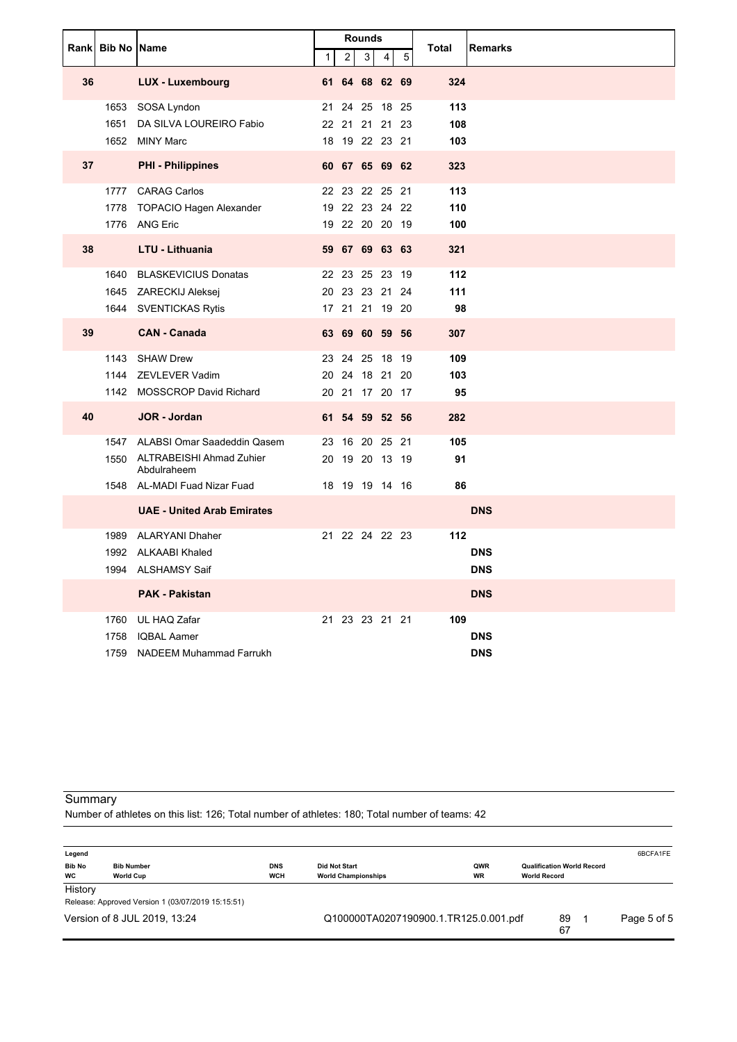| Rank | Bib No | Name | Rounds | | | | | Total | Remarks |
|---|---|---|---|---|---|---|---|---|---|
| | | | 1 | 2 | 3 | 4 | 5 | | |
| **36** | | **LUX - Luxembourg** | **61** | **64** | **68** | **62** | **69** | **324** | |
| | 1653 | SOSA Lyndon | 21 | 24 | 25 | 18 | 25 | **113** | |
| | 1651 | DA SILVA LOUREIRO Fabio | 22 | 21 | 21 | 21 | 23 | **108** | |
| | 1652 | MINY Marc | 18 | 19 | 22 | 23 | 21 | **103** | |
| **37** | | **PHI - Philippines** | **60** | **67** | **65** | **69** | **62** | **323** | |
| | 1777 | CARAG Carlos | 22 | 23 | 22 | 25 | 21 | **113** | |
| | 1778 | TOPACIO Hagen Alexander | 19 | 22 | 23 | 24 | 22 | **110** | |
| | 1776 | ANG Eric | 19 | 22 | 20 | 20 | 19 | **100** | |
| **38** | | **LTU - Lithuania** | **59** | **67** | **69** | **63** | **63** | **321** | |
| | 1640 | BLASKEVICIUS Donatas | 22 | 23 | 25 | 23 | 19 | **112** | |
| | 1645 | ZARECKIJ Aleksej | 20 | 23 | 23 | 21 | 24 | **111** | |
| | 1644 | SVENTICKAS Rytis | 17 | 21 | 21 | 19 | 20 | **98** | |
| **39** | | **CAN - Canada** | **63** | **69** | **60** | **59** | **56** | **307** | |
| | 1143 | SHAW Drew | 23 | 24 | 25 | 18 | 19 | **109** | |
| | 1144 | ZEVLEVER Vadim | 20 | 24 | 18 | 21 | 20 | **103** | |
| | 1142 | MOSSCROP David Richard | 20 | 21 | 17 | 20 | 17 | **95** | |
| **40** | | **JOR - Jordan** | **61** | **54** | **59** | **52** | **56** | **282** | |
| | 1547 | ALABSI Omar Saadeddin Qasem | 23 | 16 | 20 | 25 | 21 | **105** | |
| | 1550 | ALTRABEISHI Ahmad Zuhier Abdulraheem | 20 | 19 | 20 | 13 | 19 | **91** | |
| | 1548 | AL-MADI Fuad Nizar Fuad | 18 | 19 | 19 | 14 | 16 | **86** | |
| | | **UAE - United Arab Emirates** | | | | | | | **DNS** |
| | 1989 | ALARYANI Dhaher | 21 | 22 | 24 | 22 | 23 | **112** | |
| | 1992 | ALKAABI Khaled | | | | | | | **DNS** |
| | 1994 | ALSHAMSY Saif | | | | | | | **DNS** |
| | | **PAK - Pakistan** | | | | | | | **DNS** |
| | 1760 | UL HAQ Zafar | 21 | 23 | 23 | 21 | 21 | **109** | |
| | 1758 | IQBAL Aamer | | | | | | | **DNS** |
| | 1759 | NADEEM Muhammad Farrukh | | | | | | | **DNS** |

## Summary

Number of athletes on this list: 126; Total number of athletes: 180; Total number of teams: 42

**Legend**

| | | | | | |
|---|---|---|---|---|---|
| **Bib No** | **Bib Number** | **DNS** | **Did Not Start** | **QWR** | **Qualification World Record** |
| **WC** | **World Cup** | **WCH** | **World Championships** | **WR** | **World Record** |

History

Release: Approved Version 1 (03/07/2019 15:15:51)

Version of 8 JUL 2019, 13:24 — Q100000TA0207190900.1.TR125.0.001.pdf — 89 67 1 — 6BCFA1FE